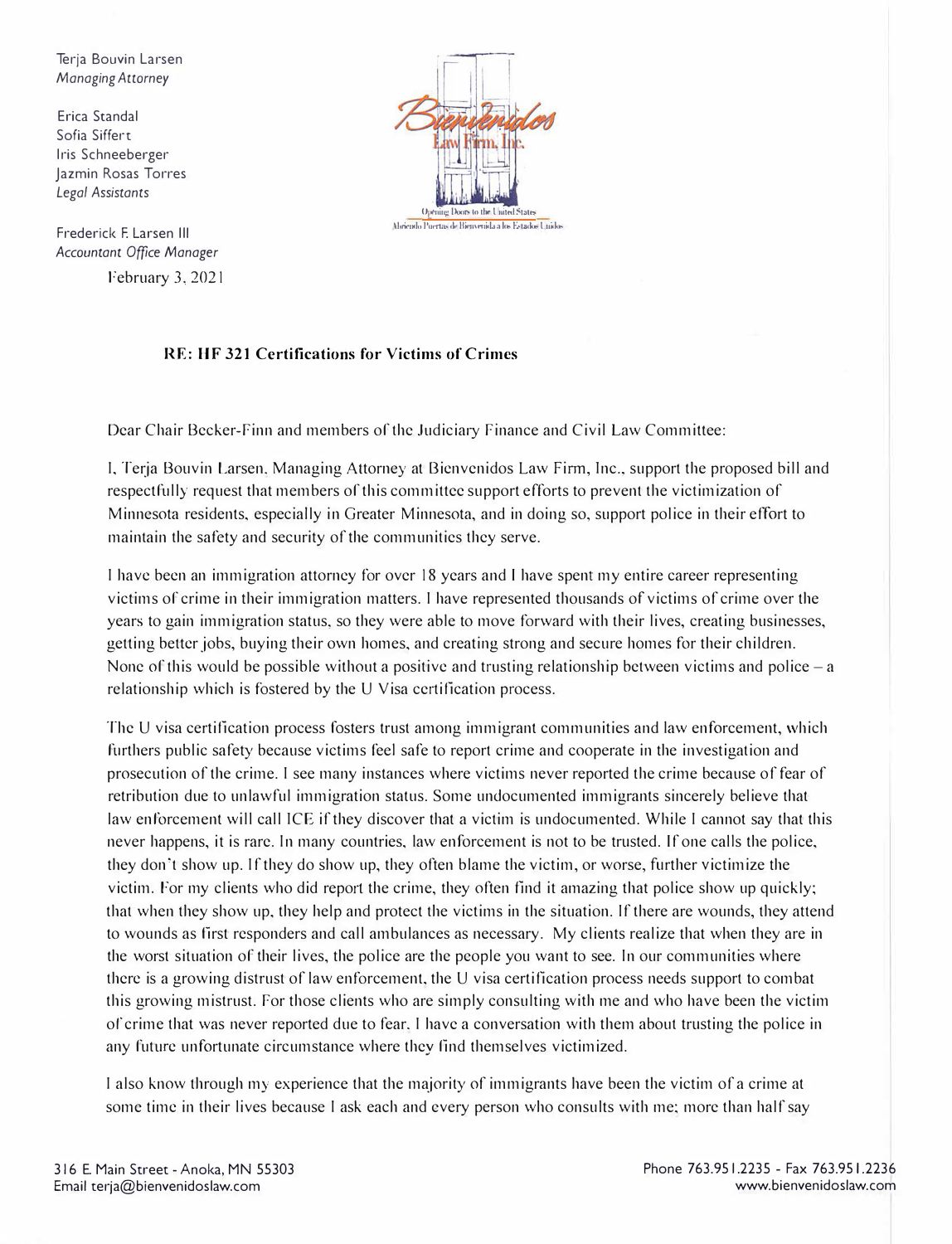Terja Bouvin Larsen
*Managing Attorney*

Erica Standal
Sofia Siffert
Iris Schneeberger
Jazmin Rosas Torres
*Legal Assistants*

Frederick F. Larsen III
*Accountant Office Manager*

Bienvenidos Law Firm, Inc.
Opening Doors to the United States
Abriendo Puertas de Bienvenida a los Estados Unidos

February 3, 2021

**RE: HF 321 Certifications for Victims of Crimes**

Dear Chair Becker-Finn and members of the Judiciary Finance and Civil Law Committee:

I, Terja Bouvin Larsen, Managing Attorney at Bienvenidos Law Firm, Inc., support the proposed bill and respectfully request that members of this committee support efforts to prevent the victimization of Minnesota residents, especially in Greater Minnesota, and in doing so, support police in their effort to maintain the safety and security of the communities they serve.

I have been an immigration attorney for over 18 years and I have spent my entire career representing victims of crime in their immigration matters. I have represented thousands of victims of crime over the years to gain immigration status, so they were able to move forward with their lives, creating businesses, getting better jobs, buying their own homes, and creating strong and secure homes for their children. None of this would be possible without a positive and trusting relationship between victims and police – a relationship which is fostered by the U Visa certification process.

The U visa certification process fosters trust among immigrant communities and law enforcement, which furthers public safety because victims feel safe to report crime and cooperate in the investigation and prosecution of the crime. I see many instances where victims never reported the crime because of fear of retribution due to unlawful immigration status. Some undocumented immigrants sincerely believe that law enforcement will call ICE if they discover that a victim is undocumented. While I cannot say that this never happens, it is rare. In many countries, law enforcement is not to be trusted. If one calls the police, they don't show up. If they do show up, they often blame the victim, or worse, further victimize the victim. For my clients who did report the crime, they often find it amazing that police show up quickly; that when they show up, they help and protect the victims in the situation. If there are wounds, they attend to wounds as first responders and call ambulances as necessary. My clients realize that when they are in the worst situation of their lives, the police are the people you want to see. In our communities where there is a growing distrust of law enforcement, the U visa certification process needs support to combat this growing mistrust. For those clients who are simply consulting with me and who have been the victim of crime that was never reported due to fear, I have a conversation with them about trusting the police in any future unfortunate circumstance where they find themselves victimized.

I also know through my experience that the majority of immigrants have been the victim of a crime at some time in their lives because I ask each and every person who consults with me; more than half say

316 E. Main Street - Anoka, MN 55303
Email terja@bienvenidoslaw.com

Phone 763.951.2235 - Fax 763.951.2236
www.bienvenidoslaw.com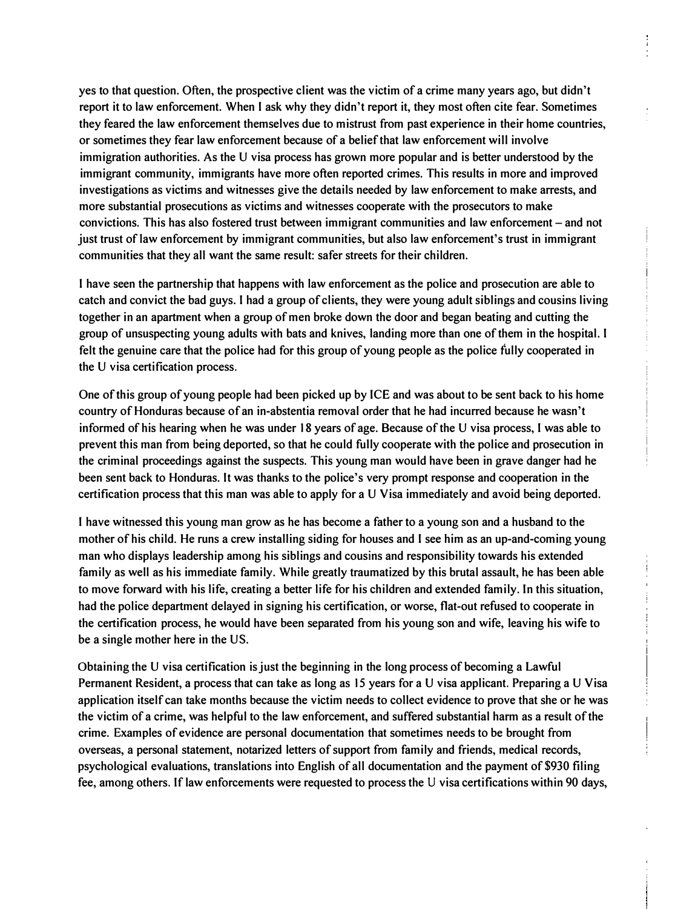yes to that question. Often, the prospective client was the victim of a crime many years ago, but didn't report it to law enforcement. When I ask why they didn't report it, they most often cite fear. Sometimes they feared the law enforcement themselves due to mistrust from past experience in their home countries, or sometimes they fear law enforcement because of a belief that law enforcement will involve immigration authorities. As the U visa process has grown more popular and is better understood by the immigrant community, immigrants have more often reported crimes. This results in more and improved investigations as victims and witnesses give the details needed by law enforcement to make arrests, and more substantial prosecutions as victims and witnesses cooperate with the prosecutors to make convictions. This has also fostered trust between immigrant communities and law enforcement – and not just trust of law enforcement by immigrant communities, but also law enforcement's trust in immigrant communities that they all want the same result: safer streets for their children.

I have seen the partnership that happens with law enforcement as the police and prosecution are able to catch and convict the bad guys. I had a group of clients, they were young adult siblings and cousins living together in an apartment when a group of men broke down the door and began beating and cutting the group of unsuspecting young adults with bats and knives, landing more than one of them in the hospital. I felt the genuine care that the police had for this group of young people as the police fully cooperated in the U visa certification process.

One of this group of young people had been picked up by ICE and was about to be sent back to his home country of Honduras because of an in-abstentia removal order that he had incurred because he wasn't informed of his hearing when he was under 18 years of age. Because of the U visa process, I was able to prevent this man from being deported, so that he could fully cooperate with the police and prosecution in the criminal proceedings against the suspects. This young man would have been in grave danger had he been sent back to Honduras. It was thanks to the police's very prompt response and cooperation in the certification process that this man was able to apply for a U Visa immediately and avoid being deported.

I have witnessed this young man grow as he has become a father to a young son and a husband to the mother of his child. He runs a crew installing siding for houses and I see him as an up-and-coming young man who displays leadership among his siblings and cousins and responsibility towards his extended family as well as his immediate family. While greatly traumatized by this brutal assault, he has been able to move forward with his life, creating a better life for his children and extended family. In this situation, had the police department delayed in signing his certification, or worse, flat-out refused to cooperate in the certification process, he would have been separated from his young son and wife, leaving his wife to be a single mother here in the US.

Obtaining the U visa certification is just the beginning in the long process of becoming a Lawful Permanent Resident, a process that can take as long as 15 years for a U visa applicant. Preparing a U Visa application itself can take months because the victim needs to collect evidence to prove that she or he was the victim of a crime, was helpful to the law enforcement, and suffered substantial harm as a result of the crime. Examples of evidence are personal documentation that sometimes needs to be brought from overseas, a personal statement, notarized letters of support from family and friends, medical records, psychological evaluations, translations into English of all documentation and the payment of $930 filing fee, among others. If law enforcements were requested to process the U visa certifications within 90 days,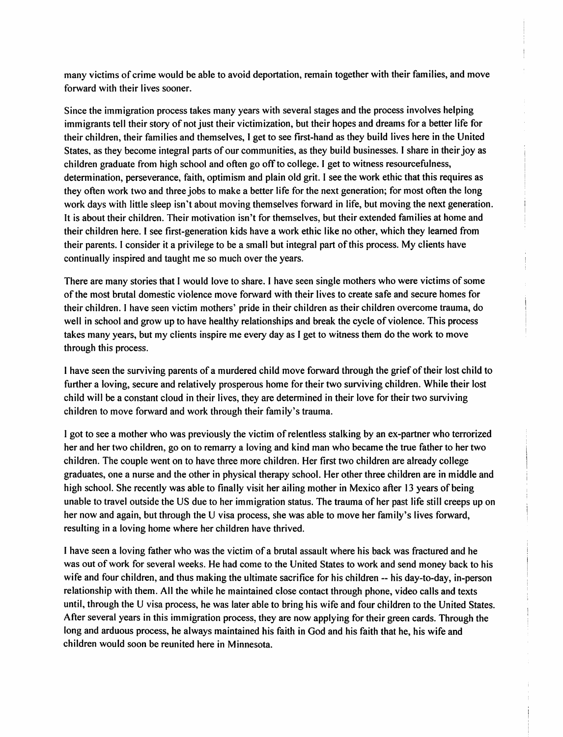many victims of crime would be able to avoid deportation, remain together with their families, and move forward with their lives sooner.

Since the immigration process takes many years with several stages and the process involves helping immigrants tell their story of not just their victimization, but their hopes and dreams for a better life for their children, their families and themselves, I get to see first-hand as they build lives here in the United States, as they become integral parts of our communities, as they build businesses. I share in their joy as children graduate from high school and often go off to college. I get to witness resourcefulness, determination, perseverance, faith, optimism and plain old grit. I see the work ethic that this requires as they often work two and three jobs to make a better life for the next generation; for most often the long work days with little sleep isn't about moving themselves forward in life, but moving the next generation. It is about their children. Their motivation isn't for themselves, but their extended families at home and their children here. I see first-generation kids have a work ethic like no other, which they learned from their parents. I consider it a privilege to be a small but integral part of this process. My clients have continually inspired and taught me so much over the years.

There are many stories that I would love to share. I have seen single mothers who were victims of some of the most brutal domestic violence move forward with their lives to create safe and secure homes for their children. I have seen victim mothers' pride in their children as their children overcome trauma, do well in school and grow up to have healthy relationships and break the cycle of violence. This process takes many years, but my clients inspire me every day as I get to witness them do the work to move through this process.

I have seen the surviving parents of a murdered child move forward through the grief of their lost child to further a loving, secure and relatively prosperous home for their two surviving children. While their lost child will be a constant cloud in their lives, they are determined in their love for their two surviving children to move forward and work through their family's trauma.

I got to see a mother who was previously the victim of relentless stalking by an ex-partner who terrorized her and her two children, go on to remarry a loving and kind man who became the true father to her two children. The couple went on to have three more children. Her first two children are already college graduates, one a nurse and the other in physical therapy school. Her other three children are in middle and high school. She recently was able to finally visit her ailing mother in Mexico after 13 years of being unable to travel outside the US due to her immigration status. The trauma of her past life still creeps up on her now and again, but through the U visa process, she was able to move her family's lives forward, resulting in a loving home where her children have thrived.

I have seen a loving father who was the victim of a brutal assault where his back was fractured and he was out of work for several weeks. He had come to the United States to work and send money back to his wife and four children, and thus making the ultimate sacrifice for his children -- his day-to-day, in-person relationship with them. All the while he maintained close contact through phone, video calls and texts until, through the U visa process, he was later able to bring his wife and four children to the United States. After several years in this immigration process, they are now applying for their green cards. Through the long and arduous process, he always maintained his faith in God and his faith that he, his wife and children would soon be reunited here in Minnesota.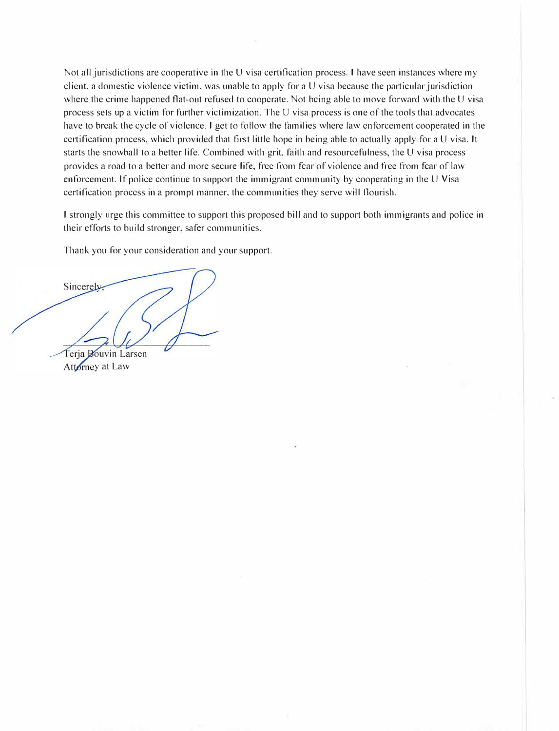Not all jurisdictions are cooperative in the U visa certification process. I have seen instances where my client, a domestic violence victim, was unable to apply for a U visa because the particular jurisdiction where the crime happened flat-out refused to cooperate. Not being able to move forward with the U visa process sets up a victim for further victimization. The U visa process is one of the tools that advocates have to break the cycle of violence. I get to follow the families where law enforcement cooperated in the certification process, which provided that first little hope in being able to actually apply for a U visa. It starts the snowball to a better life. Combined with grit, faith and resourcefulness, the U visa process provides a road to a better and more secure life, free from fear of violence and free from fear of law enforcement. If police continue to support the immigrant community by cooperating in the U Visa certification process in a prompt manner, the communities they serve will flourish.

I strongly urge this committee to support this proposed bill and to support both immigrants and police in their efforts to build stronger, safer communities.

Thank you for your consideration and your support.

Sincerely,

Terja Bouvin Larsen
Attorney at Law